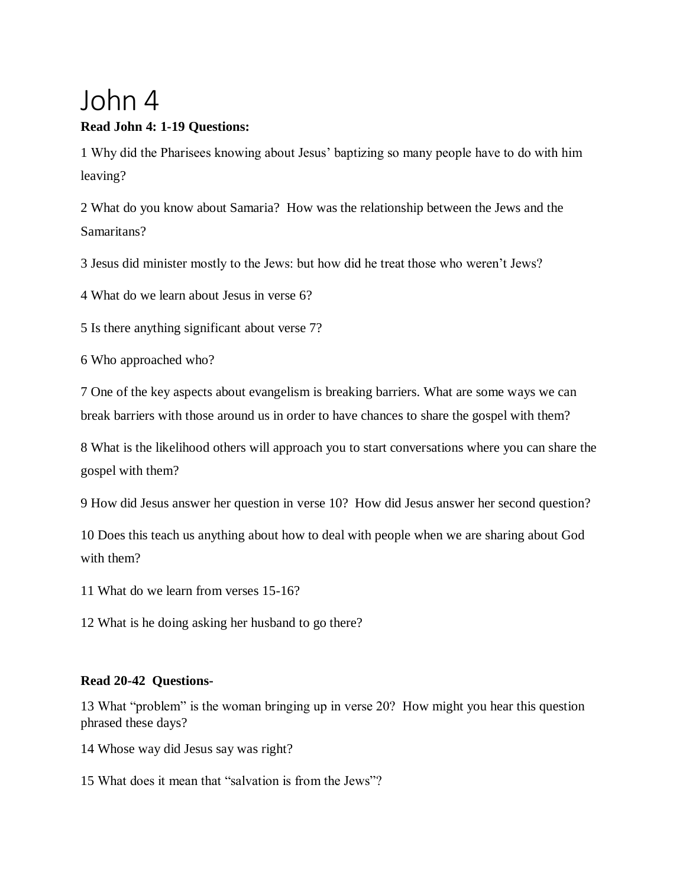# John 4

**Read John 4: 1-19 Questions:**

1 Why did the Pharisees knowing about Jesus' baptizing so many people have to do with him leaving?

2 What do you know about Samaria? How was the relationship between the Jews and the Samaritans?

3 Jesus did minister mostly to the Jews: but how did he treat those who weren't Jews?

4 What do we learn about Jesus in verse 6?

5 Is there anything significant about verse 7?

6 Who approached who?

7 One of the key aspects about evangelism is breaking barriers. What are some ways we can break barriers with those around us in order to have chances to share the gospel with them?

8 What is the likelihood others will approach you to start conversations where you can share the gospel with them?

9 How did Jesus answer her question in verse 10? How did Jesus answer her second question?

10 Does this teach us anything about how to deal with people when we are sharing about God with them?

11 What do we learn from verses 15-16?

12 What is he doing asking her husband to go there?

**Read 20-42 Questions-**

13 What "problem" is the woman bringing up in verse 20? How might you hear this question phrased these days?

14 Whose way did Jesus say was right?

15 What does it mean that "salvation is from the Jews"?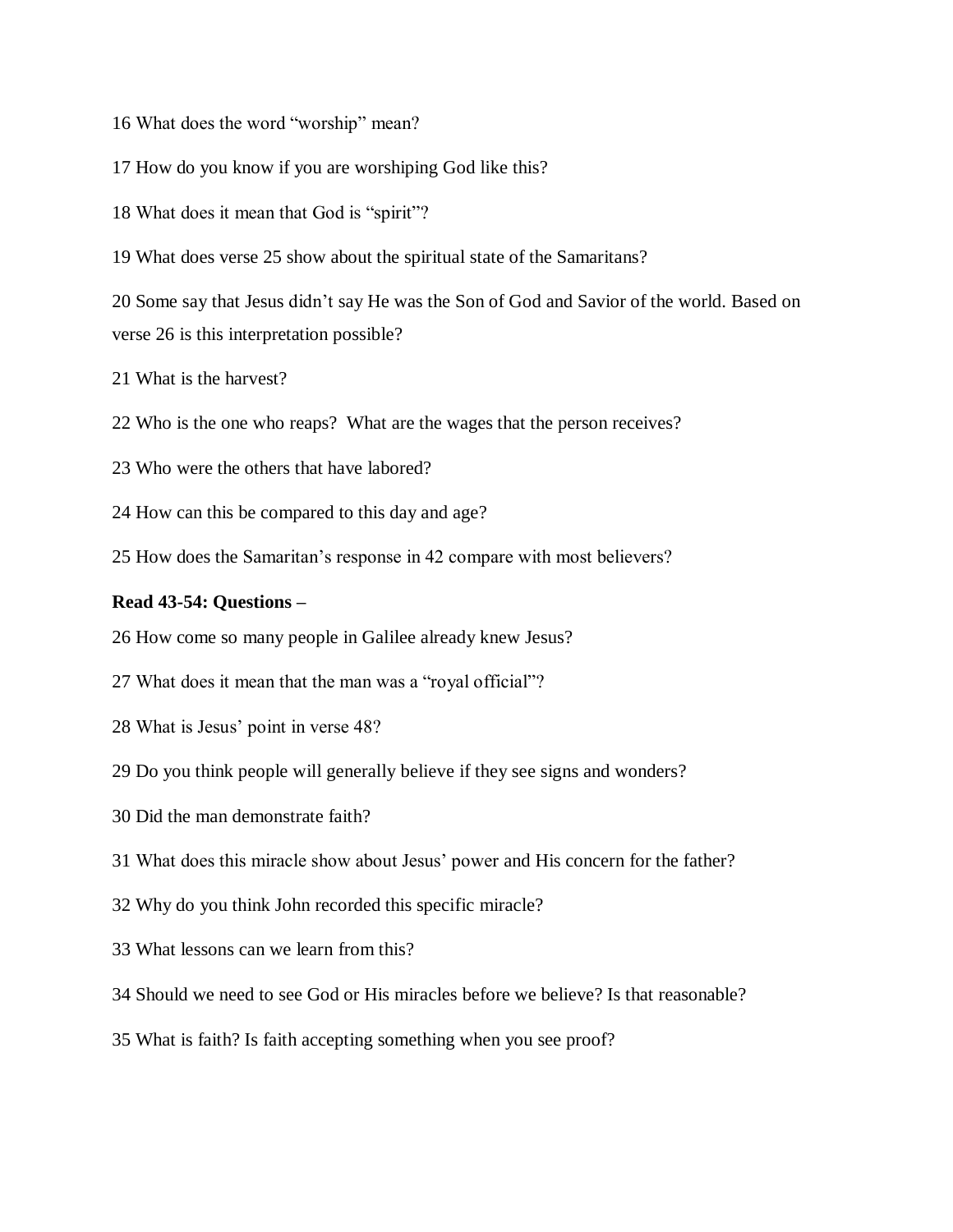16 What does the word "worship" mean?

17 How do you know if you are worshiping God like this?

18 What does it mean that God is "spirit"?

19 What does verse 25 show about the spiritual state of the Samaritans?

20 Some say that Jesus didn't say He was the Son of God and Savior of the world. Based on verse 26 is this interpretation possible?

21 What is the harvest?

22 Who is the one who reaps? What are the wages that the person receives?

23 Who were the others that have labored?

24 How can this be compared to this day and age?

25 How does the Samaritan's response in 42 compare with most believers?

**Read 43-54: Questions –**

26 How come so many people in Galilee already knew Jesus?

27 What does it mean that the man was a "royal official"?

28 What is Jesus' point in verse 48?

29 Do you think people will generally believe if they see signs and wonders?

30 Did the man demonstrate faith?

31 What does this miracle show about Jesus' power and His concern for the father?

32 Why do you think John recorded this specific miracle?

33 What lessons can we learn from this?

34 Should we need to see God or His miracles before we believe? Is that reasonable?

35 What is faith? Is faith accepting something when you see proof?